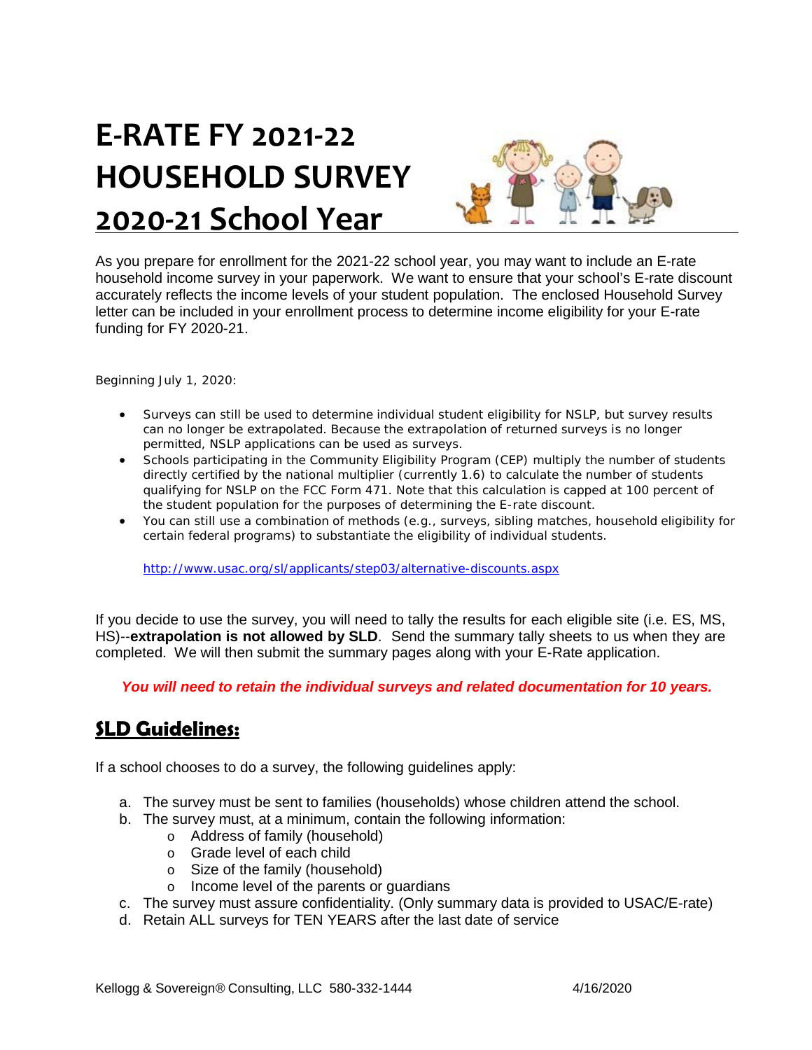# E-RATE FY 2021-22 HOUSEHOLD SURVEY 2020-21 School Year

As you prepare for enrollment for the 2021-22 school year, you may want to include an E-rate household income survey in your paperwork. We want to ensure that your school's E-rate discount accurately reflects the income levels of your student population. The enclosed Household Survey letter can be included in your enrollment process to determine income eligibility for your E-rate funding for FY 2020-21.

Beginning July 1, 2020:

- Surveys can still be used to determine individual student eligibility for NSLP, but survey results can no longer be extrapolated. Because the extrapolation of returned surveys is no longer permitted, NSLP applications can be used as surveys.
- Schools participating in the Community Eligibility Program (CEP) multiply the number of students directly certified by the national multiplier (currently 1.6) to calculate the number of students qualifying for NSLP on the FCC Form 471. Note that this calculation is capped at 100 percent of the student population for the purposes of determining the E-rate discount.
- You can still use a combination of methods (e.g., surveys, sibling matches, household eligibility for certain federal programs) to substantiate the eligibility of individual students.

  http://www.usac.org/sl/applicants/step03/alternative-discounts.aspx

If you decide to use the survey, you will need to tally the results for each eligible site (i.e. ES, MS, HS)--**extrapolation is not allowed by SLD**. Send the summary tally sheets to us when they are completed. We will then submit the summary pages along with your E-Rate application.

***You will need to retain the individual surveys and related documentation for 10 years.***

## SLD Guidelines:

If a school chooses to do a survey, the following guidelines apply:

a. The survey must be sent to families (households) whose children attend the school.
b. The survey must, at a minimum, contain the following information:
   - Address of family (household)
   - Grade level of each child
   - Size of the family (household)
   - Income level of the parents or guardians
c. The survey must assure confidentiality. (Only summary data is provided to USAC/E-rate)
d. Retain ALL surveys for TEN YEARS after the last date of service

Kellogg & Sovereign® Consulting, LLC 580-332-1444 4/16/2020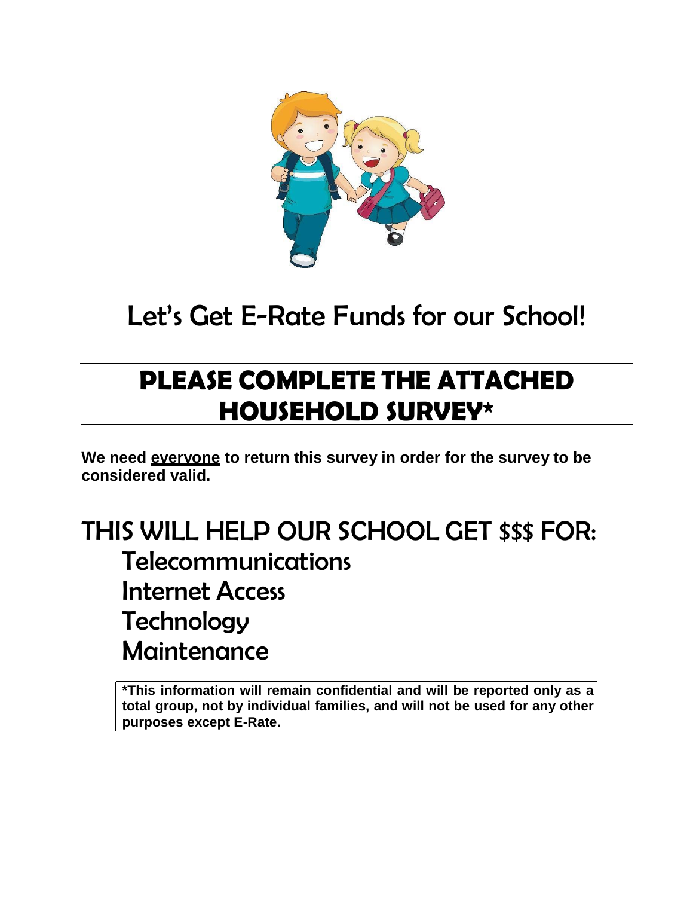# Let's Get E-Rate Funds for our School!

## PLEASE COMPLETE THE ATTACHED HOUSEHOLD SURVEY*

**We need <u>everyone</u> to return this survey in order for the survey to be considered valid.**

## THIS WILL HELP OUR SCHOOL GET $$$ FOR:

- Telecommunications
- Internet Access
- Technology
- Maintenance

**\*This information will remain confidential and will be reported only as a total group, not by individual families, and will not be used for any other purposes except E-Rate.**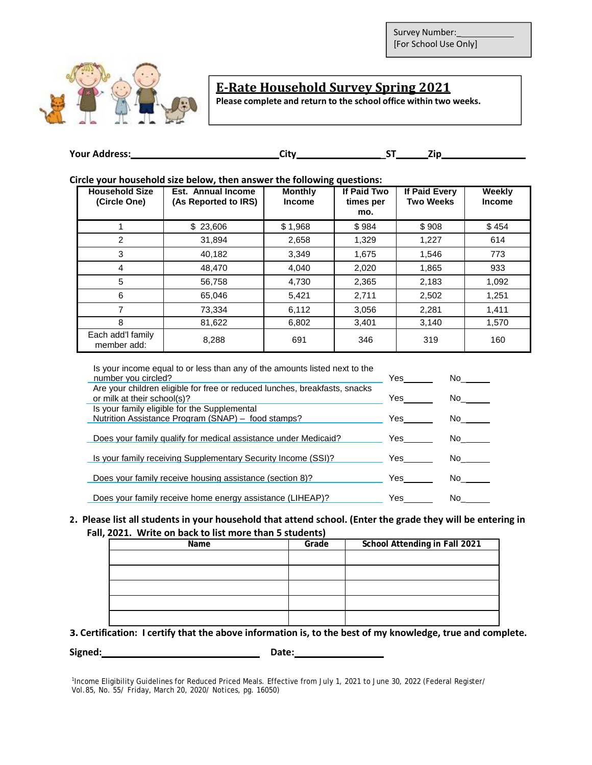Survey Number:____________
[For School Use Only]

# E-Rate Household Survey Spring 2021

**Please complete and return to the school office within two weeks.**

**Your Address:**____________________________ **City**________________ **ST**______ **Zip**________________

**Circle your household size below, then answer the following questions:**

| Household Size (Circle One) | Est. Annual Income (As Reported to IRS) | Monthly Income | If Paid Two times per mo. | If Paid Every Two Weeks | Weekly Income |
|---|---|---|---|---|---|
| 1 | $ 23,606 | $ 1,968 | $ 984 | $ 908 | $ 454 |
| 2 | 31,894 | 2,658 | 1,329 | 1,227 | 614 |
| 3 | 40,182 | 3,349 | 1,675 | 1,546 | 773 |
| 4 | 48,470 | 4,040 | 2,020 | 1,865 | 933 |
| 5 | 56,758 | 4,730 | 2,365 | 2,183 | 1,092 |
| 6 | 65,046 | 5,421 | 2,711 | 2,502 | 1,251 |
| 7 | 73,334 | 6,112 | 3,056 | 2,281 | 1,411 |
| 8 | 81,622 | 6,802 | 3,401 | 3,140 | 1,570 |
| Each add'l family member add: | 8,288 | 691 | 346 | 319 | 160 |

| | | |
|---|---|---|
| Is your income equal to or less than any of the amounts listed next to the number you circled? | Yes______ | No______ |
| Are your children eligible for free or reduced lunches, breakfasts, snacks or milk at their school(s)? | Yes______ | No______ |
| Is your family eligible for the Supplemental Nutrition Assistance Program (SNAP) – food stamps? | Yes______ | No______ |
| Does your family qualify for medical assistance under Medicaid? | Yes______ | No______ |
| Is your family receiving Supplementary Security Income (SSI)? | Yes______ | No______ |
| Does your family receive housing assistance (section 8)? | Yes______ | No______ |
| Does your family receive home energy assistance (LIHEAP)? | Yes______ | No______ |

**2. Please list all students in your household that attend school. (Enter the grade they will be entering in Fall, 2021. Write on back to list more than 5 students)**

| Name | Grade | School Attending in Fall 2021 |
|---|---|---|
| | | |
| | | |
| | | |
| | | |
| | | |

**3. Certification: I certify that the above information is, to the best of my knowledge, true and complete.**

**Signed:**______________________________ **Date:**_________________

[1]Income Eligibility Guidelines for Reduced Priced Meals. Effective from July 1, 2021 to June 30, 2022 (Federal Register/ Vol.85, No. 55/ Friday, March 20, 2020/ Notices, pg. 16050)